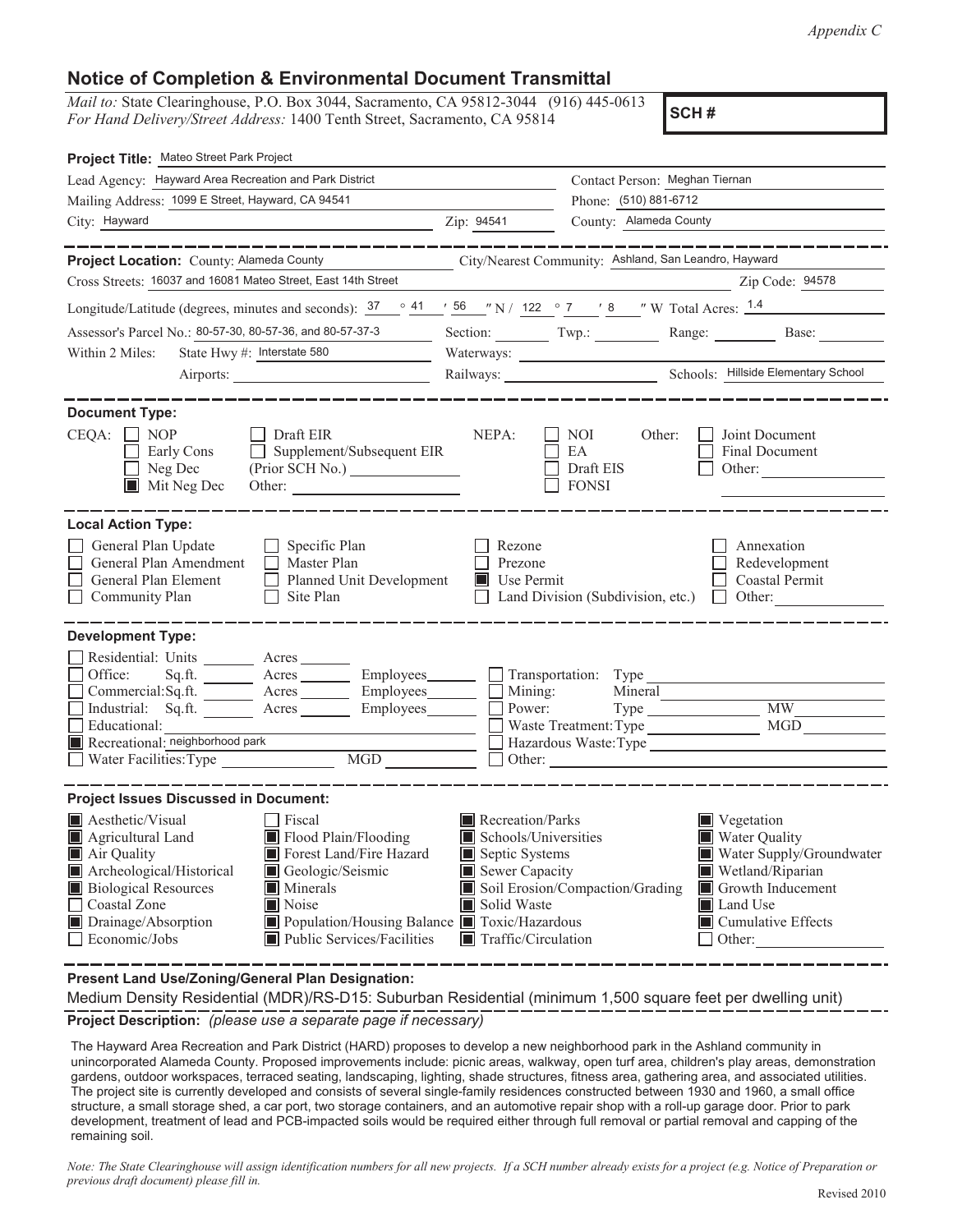*Appendix C*

# Notice of Completion & Environmental Document Transmittal

*Mail to:* State Clearinghouse, P.O. Box 3044, Sacramento, CA 95812-3044 (916) 445-0613
*For Hand Delivery/Street Address:* 1400 Tenth Street, Sacramento, CA 95814

**SCH #**

**Project Title:** Mateo Street Park Project

Lead Agency: Hayward Area Recreation and Park District
Contact Person: Meghan Tiernan
Mailing Address: 1099 E Street, Hayward, CA 94541
Phone: (510) 881-6712
City: Hayward
Zip: 94541
County: Alameda County

---

**Project Location:** County: Alameda County
City/Nearest Community: Ashland, San Leandro, Hayward
Cross Streets: 16037 and 16081 Mateo Street, East 14th Street
Zip Code: 94578
Longitude/Latitude (degrees, minutes and seconds): 37 ° 41 ′ 56 ″ N / 122 ° 7 ′ 8 ″ W Total Acres: 1.4
Assessor's Parcel No.: 80-57-30, 80-57-36, and 80-57-37-3
Section: ______ Twp.: ______ Range: ______ Base: ______
Within 2 Miles: State Hwy #: Interstate 580
Waterways: ______
Airports: ______
Railways: ______
Schools: Hillside Elementary School

---

**Document Type:**

CEQA:
- [ ] NOP
- [ ] Early Cons
- [ ] Neg Dec
- [x] Mit Neg Dec
- [ ] Draft EIR
- [ ] Supplement/Subsequent EIR (Prior SCH No.) ______
- Other: ______

NEPA:
- [ ] NOI
- [ ] EA
- [ ] Draft EIS
- [ ] FONSI

Other:
- [ ] Joint Document
- [ ] Final Document
- [ ] Other: ______

---

**Local Action Type:**

- [ ] General Plan Update
- [ ] General Plan Amendment
- [ ] General Plan Element
- [ ] Community Plan
- [ ] Specific Plan
- [ ] Master Plan
- [ ] Planned Unit Development
- [ ] Site Plan
- [ ] Rezone
- [ ] Prezone
- [x] Use Permit
- [ ] Land Division (Subdivision, etc.)
- [ ] Annexation
- [ ] Redevelopment
- [ ] Coastal Permit
- [ ] Other: ______

---

**Development Type:**

- [ ] Residential: Units ______ Acres ______
- [ ] Office: Sq.ft. ______ Acres ______ Employees ______
- [ ] Commercial: Sq.ft. ______ Acres ______ Employees ______
- [ ] Industrial: Sq.ft. ______ Acres ______ Employees ______
- [ ] Educational: ______
- [x] Recreational: neighborhood park
- [ ] Water Facilities: Type ______ MGD ______
- [ ] Transportation: Type ______
- [ ] Mining: Mineral ______
- [ ] Power: Type ______ MW ______
- [ ] Waste Treatment: Type ______ MGD ______
- [ ] Hazardous Waste: Type ______
- [ ] Other: ______

---

**Project Issues Discussed in Document:**

- [x] Aesthetic/Visual
- [x] Agricultural Land
- [x] Air Quality
- [x] Archeological/Historical
- [x] Biological Resources
- [ ] Coastal Zone
- [x] Drainage/Absorption
- [ ] Economic/Jobs
- [ ] Fiscal
- [x] Flood Plain/Flooding
- [x] Forest Land/Fire Hazard
- [x] Geologic/Seismic
- [x] Minerals
- [x] Noise
- [x] Population/Housing Balance
- [x] Public Services/Facilities
- [x] Recreation/Parks
- [x] Schools/Universities
- [x] Septic Systems
- [x] Sewer Capacity
- [x] Soil Erosion/Compaction/Grading
- [x] Solid Waste
- [x] Toxic/Hazardous
- [x] Traffic/Circulation
- [x] Vegetation
- [x] Water Quality
- [x] Water Supply/Groundwater
- [x] Wetland/Riparian
- [x] Growth Inducement
- [x] Land Use
- [x] Cumulative Effects
- [ ] Other: ______

---

**Present Land Use/Zoning/General Plan Designation:**

Medium Density Residential (MDR)/RS-D15: Suburban Residential (minimum 1,500 square feet per dwelling unit)

**Project Description:** *(please use a separate page if necessary)*

The Hayward Area Recreation and Park District (HARD) proposes to develop a new neighborhood park in the Ashland community in unincorporated Alameda County. Proposed improvements include: picnic areas, walkway, open turf area, children's play areas, demonstration gardens, outdoor workspaces, terraced seating, landscaping, lighting, shade structures, fitness area, gathering area, and associated utilities. The project site is currently developed and consists of several single-family residences constructed between 1930 and 1960, a small office structure, a small storage shed, a car port, two storage containers, and an automotive repair shop with a roll-up garage door. Prior to park development, treatment of lead and PCB-impacted soils would be required either through full removal or partial removal and capping of the remaining soil.

*Note: The State Clearinghouse will assign identification numbers for all new projects. If a SCH number already exists for a project (e.g. Notice of Preparation or previous draft document) please fill in.*

Revised 2010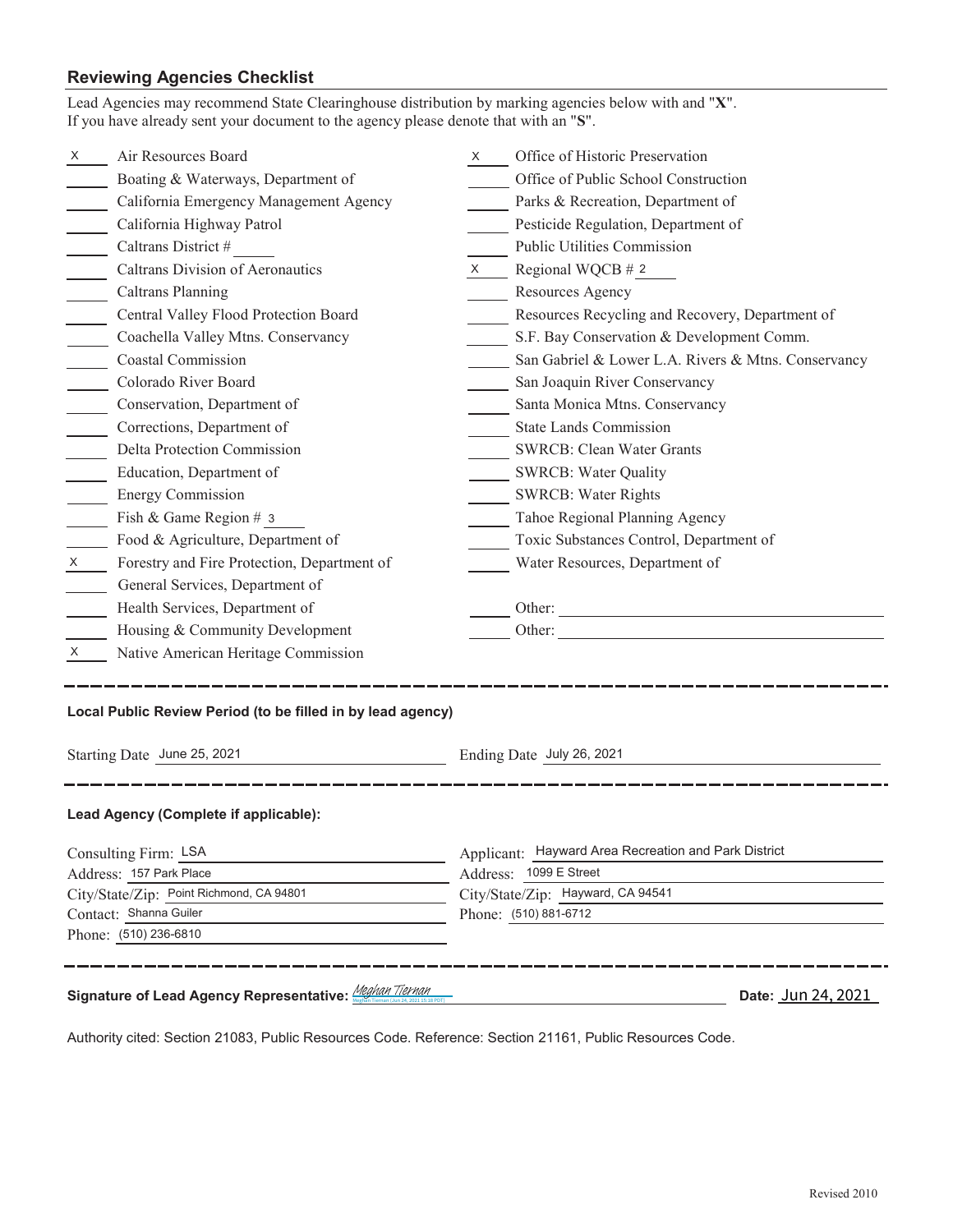## Reviewing Agencies Checklist

Lead Agencies may recommend State Clearinghouse distribution by marking agencies below with and "**X**".
If you have already sent your document to the agency please denote that with an "**S**".

| | | | |
|---|---|---|---|
| X | Air Resources Board | X | Office of Historic Preservation |
| | Boating & Waterways, Department of | | Office of Public School Construction |
| | California Emergency Management Agency | | Parks & Recreation, Department of |
| | California Highway Patrol | | Pesticide Regulation, Department of |
| | Caltrans District # | | Public Utilities Commission |
| | Caltrans Division of Aeronautics | X | Regional WQCB # 2 |
| | Caltrans Planning | | Resources Agency |
| | Central Valley Flood Protection Board | | Resources Recycling and Recovery, Department of |
| | Coachella Valley Mtns. Conservancy | | S.F. Bay Conservation & Development Comm. |
| | Coastal Commission | | San Gabriel & Lower L.A. Rivers & Mtns. Conservancy |
| | Colorado River Board | | San Joaquin River Conservancy |
| | Conservation, Department of | | Santa Monica Mtns. Conservancy |
| | Corrections, Department of | | State Lands Commission |
| | Delta Protection Commission | | SWRCB: Clean Water Grants |
| | Education, Department of | | SWRCB: Water Quality |
| | Energy Commission | | SWRCB: Water Rights |
| | Fish & Game Region # 3 | | Tahoe Regional Planning Agency |
| | Food & Agriculture, Department of | | Toxic Substances Control, Department of |
| X | Forestry and Fire Protection, Department of | | Water Resources, Department of |
| | General Services, Department of | | |
| | Health Services, Department of | | Other: |
| | Housing & Community Development | | Other: |
| X | Native American Heritage Commission | | |

---

**Local Public Review Period (to be filled in by lead agency)**

Starting Date June 25, 2021 Ending Date July 26, 2021

---

**Lead Agency (Complete if applicable):**

Consulting Firm: LSA
Address: 157 Park Place
City/State/Zip: Point Richmond, CA 94801
Contact: Shanna Guiler
Phone: (510) 236-6810

Applicant: Hayward Area Recreation and Park District
Address: 1099 E Street
City/State/Zip: Hayward, CA 94541
Phone: (510) 881-6712

---

**Signature of Lead Agency Representative:** Meghan Tiernan **Date:** Jun 24, 2021

Authority cited: Section 21083, Public Resources Code. Reference: Section 21161, Public Resources Code.

Revised 2010